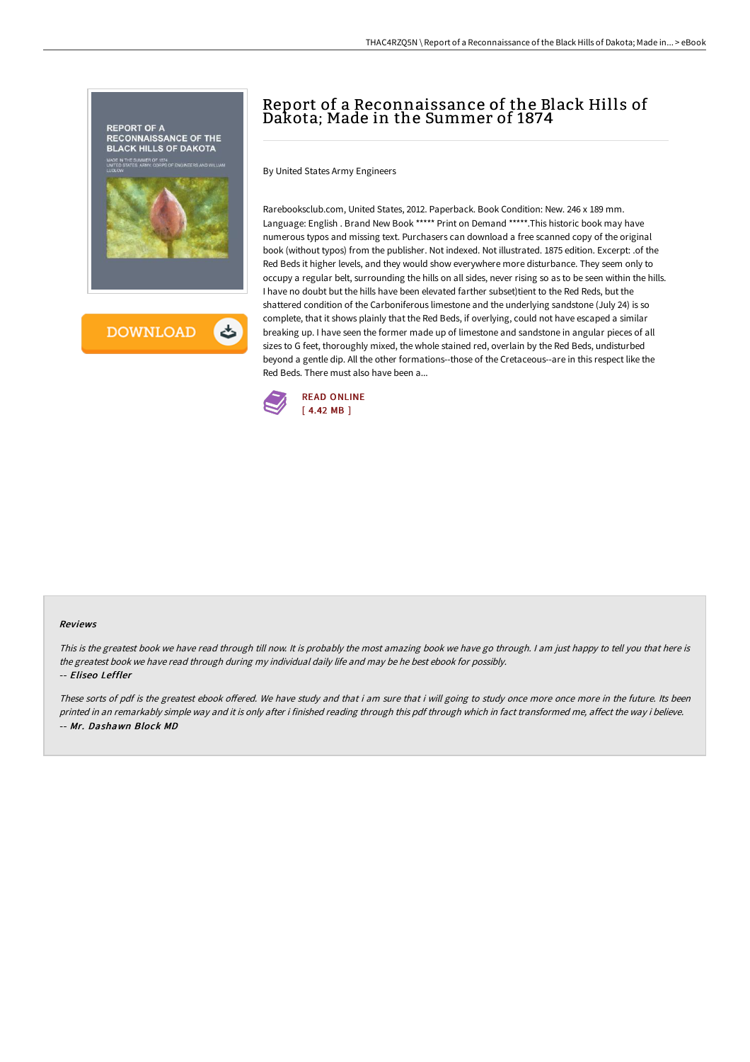# Report of a Reconnaissance of the Black Hills of Dakota; Made in the Summer of 1874

By United States Army Engineers

Rarebooksclub.com, United States, 2012. Paperback. Book Condition: New. 246 x 189 mm. Language: English . Brand New Book ***** Print on Demand *****.This historic book may have numerous typos and missing text. Purchasers can download a free scanned copy of the original book (without typos) from the publisher. Not indexed. Not illustrated. 1875 edition. Excerpt: .of the Red Beds it higher levels, and they would show everywhere more disturbance. They seem only to occupy a regular belt, surrounding the hills on all sides, never rising so as to be seen within the hills. I have no doubt but the hills have been elevated farther subset)tient to the Red Reds, but the shattered condition of the Carboniferous limestone and the underlying sandstone (July 24) is so complete, that it shows plainly that the Red Beds, if overlying, could not have escaped a similar breaking up. I have seen the former made up of limestone and sandstone in angular pieces of all sizes to G feet, thoroughly mixed, the whole stained red, overlain by the Red Beds, undisturbed beyond a gentle dip. All the other formations--those of the Cretaceous--are in this respect like the Red Beds. There must also have been a...

READ ONLINE
[ 4.42 MB ]

## Reviews

*This is the greatest book we have read through till now. It is probably the most amazing book we have go through. I am just happy to tell you that here is the greatest book we have read through during my individual daily life and may be he best ebook for possibly.*

-- *Eliseo Leffler*

*These sorts of pdf is the greatest ebook offered. We have study and that i am sure that i will going to study once more once more in the future. Its been printed in an remarkably simple way and it is only after i finished reading through this pdf through which in fact transformed me, affect the way i believe.*

-- *Mr. Dashawn Block MD*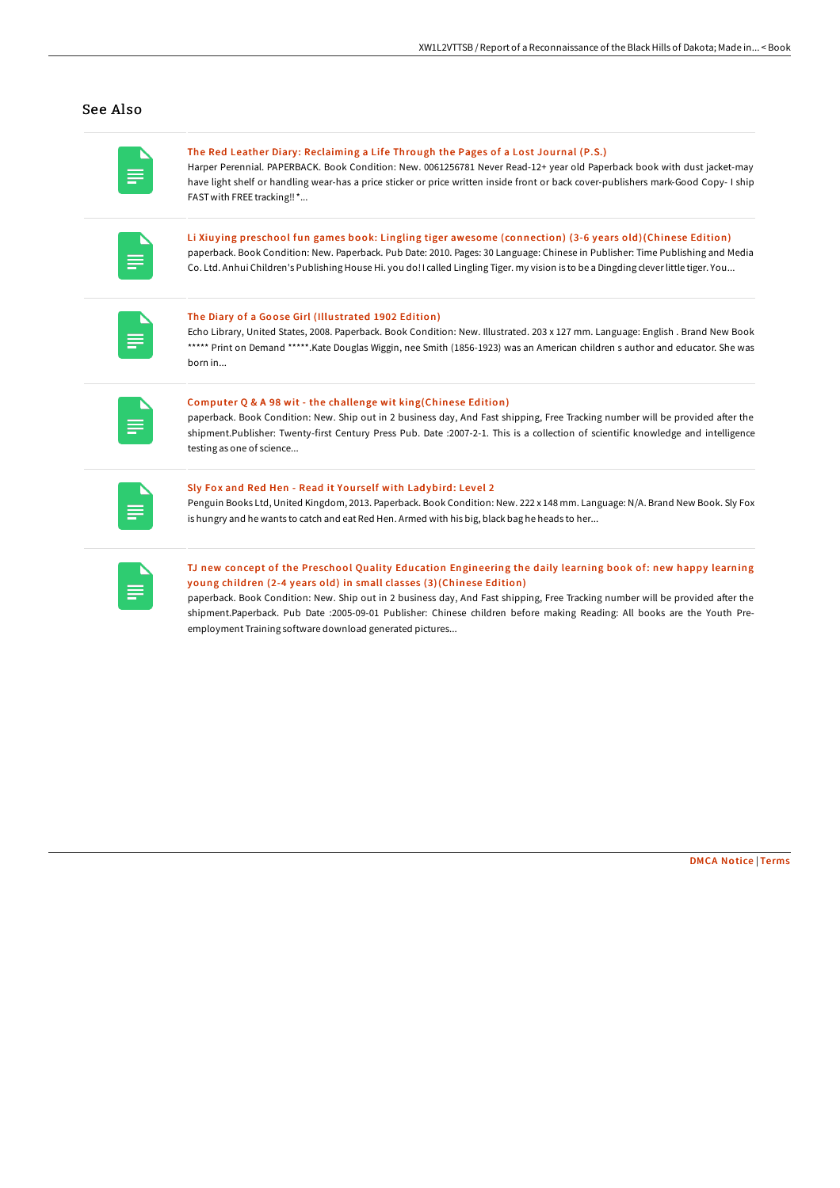## See Also

**The Red Leather Diary: Reclaiming a Life Through the Pages of a Lost Journal (P.S.)**

Harper Perennial. PAPERBACK. Book Condition: New. 0061256781 Never Read-12+ year old Paperback book with dust jacket-may have light shelf or handling wear-has a price sticker or price written inside front or back cover-publishers mark-Good Copy- I ship FAST with FREE tracking!! *...

**Li Xiuying preschool fun games book: Lingling tiger awesome (connection) (3-6 years old)(Chinese Edition)**

paperback. Book Condition: New. Paperback. Pub Date: 2010. Pages: 30 Language: Chinese in Publisher: Time Publishing and Media Co. Ltd. Anhui Children's Publishing House Hi. you do! I called Lingling Tiger. my vision is to be a Dingding clever little tiger. You...

**The Diary of a Goose Girl (Illustrated 1902 Edition)**

Echo Library, United States, 2008. Paperback. Book Condition: New. Illustrated. 203 x 127 mm. Language: English . Brand New Book ***** Print on Demand *****.Kate Douglas Wiggin, nee Smith (1856-1923) was an American children s author and educator. She was born in...

**Computer Q & A 98 wit - the challenge wit king(Chinese Edition)**

paperback. Book Condition: New. Ship out in 2 business day, And Fast shipping, Free Tracking number will be provided after the shipment.Publisher: Twenty-first Century Press Pub. Date :2007-2-1. This is a collection of scientific knowledge and intelligence testing as one of science...

**Sly Fox and Red Hen - Read it Yourself with Ladybird: Level 2**

Penguin Books Ltd, United Kingdom, 2013. Paperback. Book Condition: New. 222 x 148 mm. Language: N/A. Brand New Book. Sly Fox is hungry and he wants to catch and eat Red Hen. Armed with his big, black bag he heads to her...

**TJ new concept of the Preschool Quality Education Engineering the daily learning book of: new happy learning young children (2-4 years old) in small classes (3)(Chinese Edition)**

paperback. Book Condition: New. Ship out in 2 business day, And Fast shipping, Free Tracking number will be provided after the shipment.Paperback. Pub Date :2005-09-01 Publisher: Chinese children before making Reading: All books are the Youth Pre-employment Training software download generated pictures...

DMCA Notice | Terms